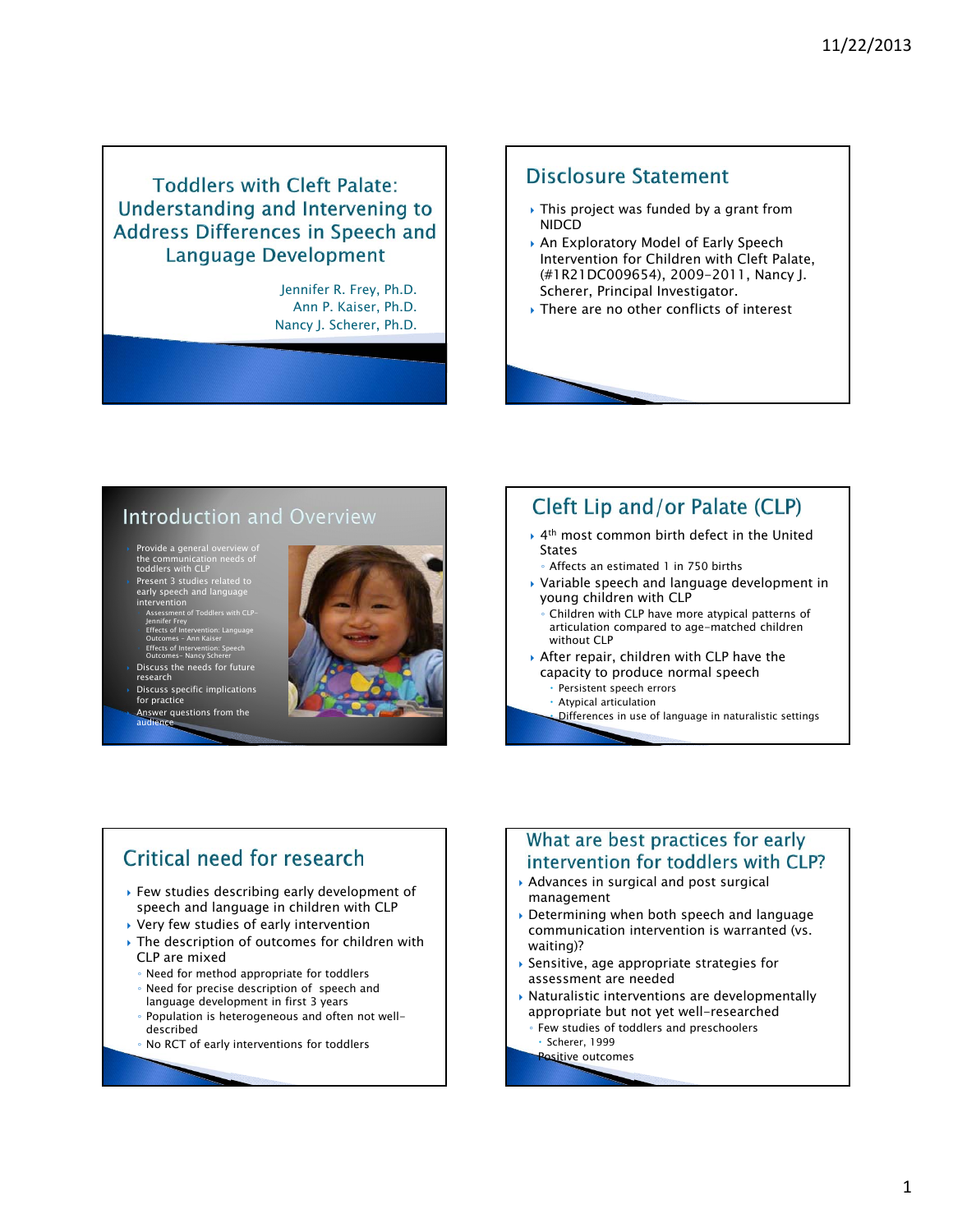# Toddlers with Cleft Palate: Understanding and Intervening to Address Differences in Speech and Language Development

Jennifer R. Frey, Ph.D.
Ann P. Kaiser, Ph.D.
Nancy J. Scherer, Ph.D.

## Disclosure Statement

- This project was funded by a grant from NIDCD
- An Exploratory Model of Early Speech Intervention for Children with Cleft Palate, (#1R21DC009654), 2009-2011, Nancy J. Scherer, Principal Investigator.
- There are no other conflicts of interest

## Introduction and Overview

- Provide a general overview of the communication needs of toddlers with CLP
- Present 3 studies related to early speech and language intervention
  - Assessment of Toddlers with CLP-Jennifer Frey
  - Effects of Intervention: Language Outcomes - Ann Kaiser
  - Effects of Intervention: Speech Outcomes- Nancy Scherer
- Discuss the needs for future research
- Discuss specific implications for practice
- Answer questions from the audience

## Cleft Lip and/or Palate (CLP)

- 4th most common birth defect in the United States
  - Affects an estimated 1 in 750 births
- Variable speech and language development in young children with CLP
  - Children with CLP have more atypical patterns of articulation compared to age-matched children without CLP
- After repair, children with CLP have the capacity to produce normal speech
  - Persistent speech errors
  - Atypical articulation
  - Differences in use of language in naturalistic settings

## Critical need for research

- Few studies describing early development of speech and language in children with CLP
- Very few studies of early intervention
- The description of outcomes for children with CLP are mixed
  - Need for method appropriate for toddlers
  - Need for precise description of speech and language development in first 3 years
  - Population is heterogeneous and often not well-described
  - No RCT of early interventions for toddlers

## What are best practices for early intervention for toddlers with CLP?

- Advances in surgical and post surgical management
- Determining when both speech and language communication intervention is warranted (vs. waiting)?
- Sensitive, age appropriate strategies for assessment are needed
- Naturalistic interventions are developmentally appropriate but not yet well-researched
  - Few studies of toddlers and preschoolers
    - Scherer, 1999
  - Positive outcomes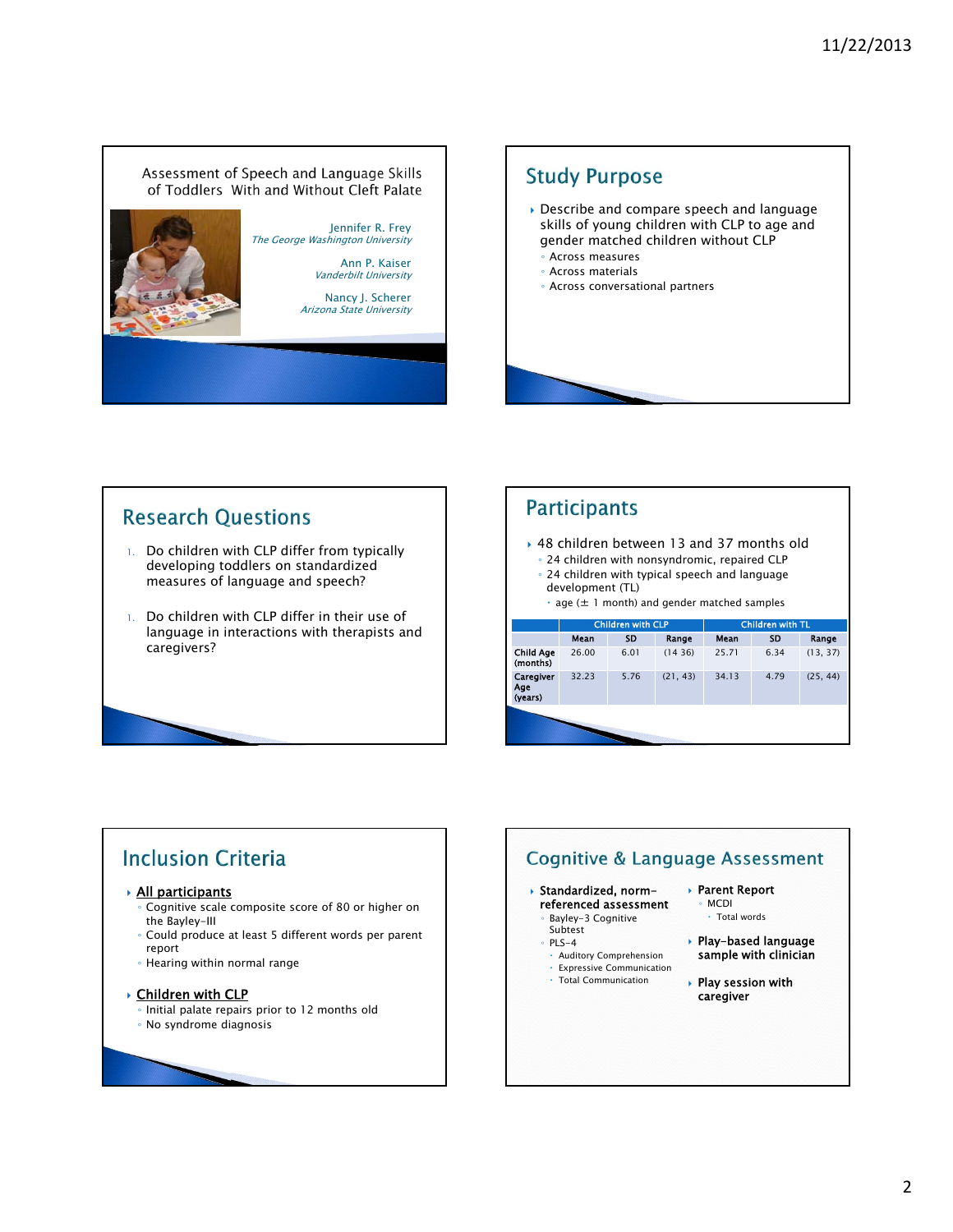# Assessment of Speech and Language Skills of Toddlers With and Without Cleft Palate

Jennifer R. Frey
*The George Washington University*

Ann P. Kaiser
*Vanderbilt University*

Nancy J. Scherer
*Arizona State University*

## Study Purpose

- Describe and compare speech and language skills of young children with CLP to age and gender matched children without CLP
  - Across measures
  - Across materials
  - Across conversational partners

## Research Questions

1. Do children with CLP differ from typically developing toddlers on standardized measures of language and speech?
1. Do children with CLP differ in their use of language in interactions with therapists and caregivers?

## Participants

- 48 children between 13 and 37 months old
  - 24 children with nonsyndromic, repaired CLP
  - 24 children with typical speech and language development (TL)
    - age (± 1 month) and gender matched samples

| | Children with CLP | | | Children with TL | | |
|---|---|---|---|---|---|---|
| | Mean | SD | Range | Mean | SD | Range |
| Child Age (months) | 26.00 | 6.01 | (14 36) | 25.71 | 6.34 | (13, 37) |
| Caregiver Age (years) | 32.23 | 5.76 | (21, 43) | 34.13 | 4.79 | (25, 44) |

## Inclusion Criteria

- **All participants**
  - Cognitive scale composite score of 80 or higher on the Bayley-III
  - Could produce at least 5 different words per parent report
  - Hearing within normal range
- **Children with CLP**
  - Initial palate repairs prior to 12 months old
  - No syndrome diagnosis

## Cognitive & Language Assessment

- **Standardized, norm-referenced assessment**
  - Bayley-3 Cognitive Subtest
  - PLS-4
    - Auditory Comprehension
    - Expressive Communication
    - Total Communication
- **Parent Report**
  - MCDI
    - Total words
- **Play-based language sample with clinician**
- **Play session with caregiver**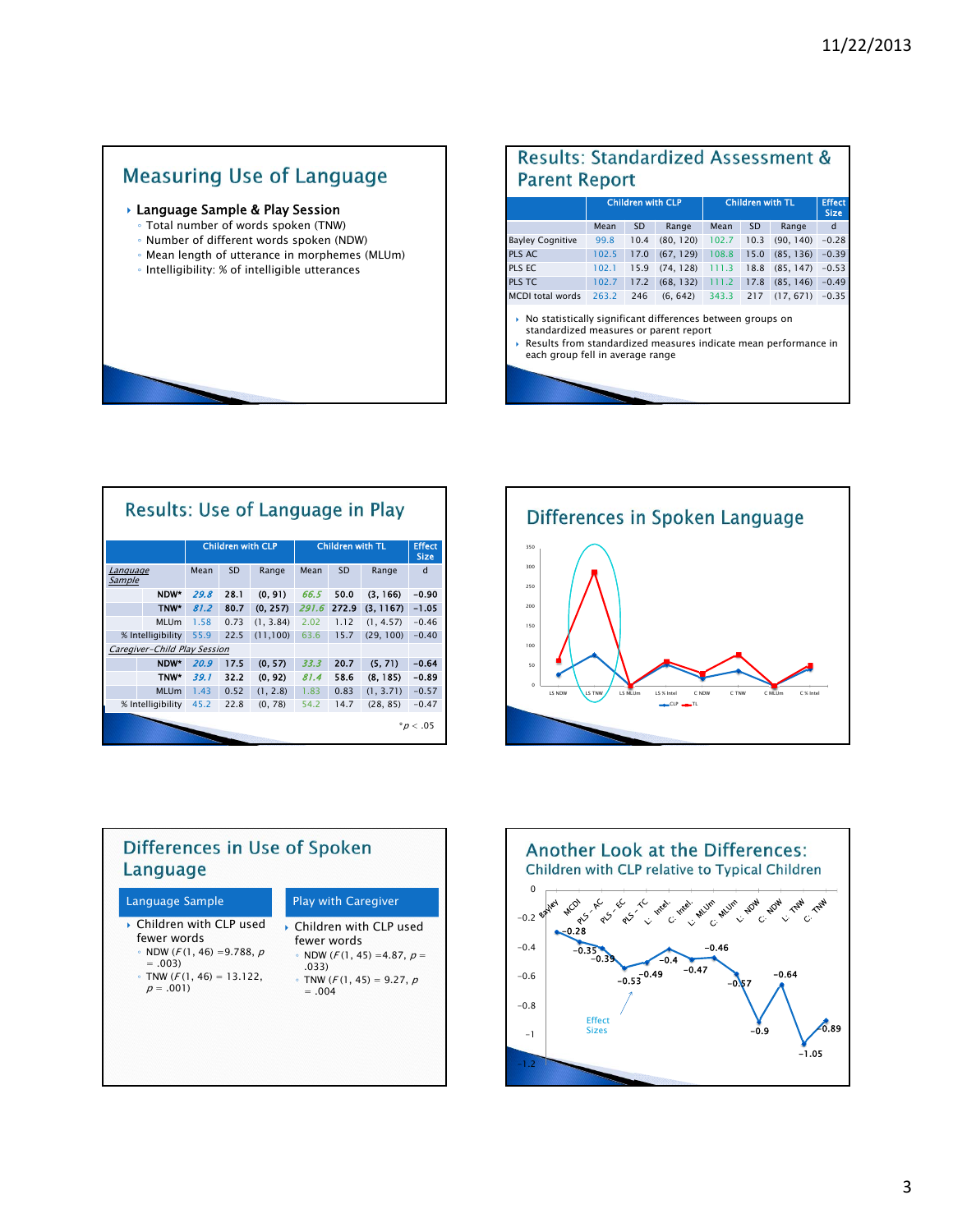## Measuring Use of Language

- **Language Sample & Play Session**
  - Total number of words spoken (TNW)
  - Number of different words spoken (NDW)
  - Mean length of utterance in morphemes (MLUm)
  - Intelligibility: % of intelligible utterances

## Results: Standardized Assessment & Parent Report

| | Children with CLP | | | Children with TL | | | Effect Size |
|---|---|---|---|---|---|---|---|
| | Mean | SD | Range | Mean | SD | Range | d |
| Bayley Cognitive | 99.8 | 10.4 | (80, 120) | 102.7 | 10.3 | (90, 140) | -0.28 |
| PLS AC | 102.5 | 17.0 | (67, 129) | 108.8 | 15.0 | (85, 136) | -0.39 |
| PLS EC | 102.1 | 15.9 | (74, 128) | 111.3 | 18.8 | (85, 147) | -0.53 |
| PLS TC | 102.7 | 17.2 | (68, 132) | 111.2 | 17.8 | (85, 146) | -0.49 |
| MCDI total words | 263.2 | 246 | (6, 642) | 343.3 | 217 | (17, 671) | -0.35 |

- No statistically significant differences between groups on standardized measures or parent report
- Results from standardized measures indicate mean performance in each group fell in average range

## Results: Use of Language in Play

| | Children with CLP | | | Children with TL | | | Effect Size |
|---|---|---|---|---|---|---|---|
| *Language Sample* | Mean | SD | Range | Mean | SD | Range | d |
| **NDW*** | ***29.8*** | **28.1** | **(0, 91)** | ***66.5*** | **50.0** | **(3, 166)** | **-0.90** |
| **TNW*** | ***81.2*** | **80.7** | **(0, 257)** | ***291.6*** | **272.9** | **(3, 1167)** | **-1.05** |
| MLUm | 1.58 | 0.73 | (1, 3.84) | 2.02 | 1.12 | (1, 4.57) | -0.46 |
| % Intelligibility | 55.9 | 22.5 | (11,100) | 63.6 | 15.7 | (29, 100) | -0.40 |
| *Caregiver-Child Play Session* | | | | | | | |
| **NDW*** | ***20.9*** | **17.5** | **(0, 57)** | ***33.3*** | **20.7** | **(5, 71)** | **-0.64** |
| **TNW*** | ***39.1*** | **32.2** | **(0, 92)** | ***81.4*** | **58.6** | **(8, 185)** | **-0.89** |
| MLUm | 1.43 | 0.52 | (1, 2.8) | 1.83 | 0.83 | (1, 3.71) | -0.57 |
| % Intelligibility | 45.2 | 22.8 | (0, 78) | 54.2 | 14.7 | (28, 85) | -0.47 |

*$p < .05$

## Differences in Spoken Language

## Differences in Use of Spoken Language

**Language Sample**

- Children with CLP used fewer words
  - NDW ($F(1, 46) = 9.788$, $p = .003$)
  - TNW ($F(1, 46) = 13.122$, $p = .001$)

**Play with Caregiver**

- Children with CLP used fewer words
  - NDW ($F(1, 45) = 4.87$, $p = .033$)
  - TNW ($F(1, 45) = 9.27$, $p = .004$)

## Another Look at the Differences:
### Children with CLP relative to Typical Children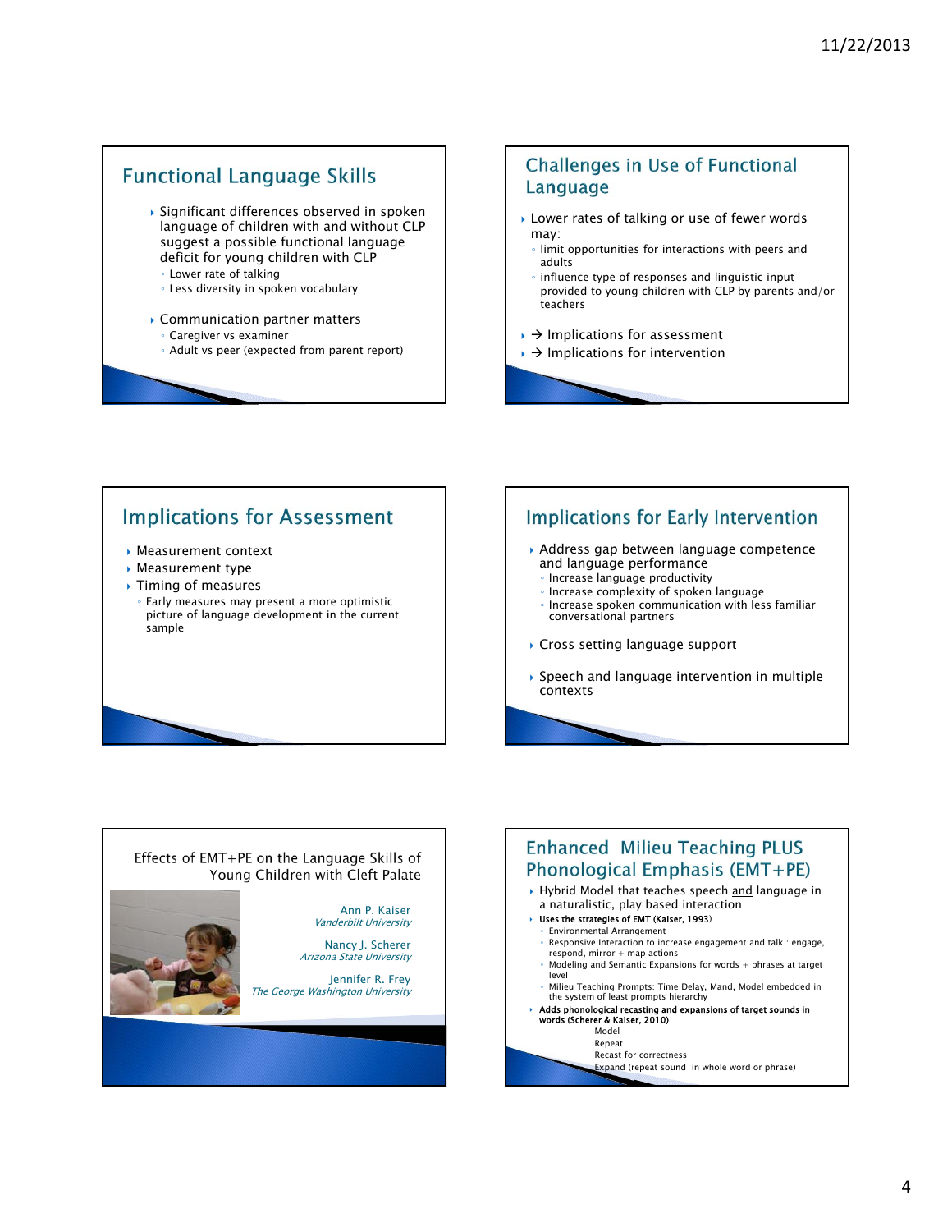## Functional Language Skills

- Significant differences observed in spoken language of children with and without CLP suggest a possible functional language deficit for young children with CLP
  - Lower rate of talking
  - Less diversity in spoken vocabulary
- Communication partner matters
  - Caregiver vs examiner
  - Adult vs peer (expected from parent report)

## Challenges in Use of Functional Language

- Lower rates of talking or use of fewer words may:
  - limit opportunities for interactions with peers and adults
  - influence type of responses and linguistic input provided to young children with CLP by parents and/or teachers
- → Implications for assessment
- → Implications for intervention

## Implications for Assessment

- Measurement context
- Measurement type
- Timing of measures
  - Early measures may present a more optimistic picture of language development in the current sample

## Implications for Early Intervention

- Address gap between language competence and language performance
  - Increase language productivity
  - Increase complexity of spoken language
  - Increase spoken communication with less familiar conversational partners
- Cross setting language support
- Speech and language intervention in multiple contexts

## Effects of EMT+PE on the Language Skills of Young Children with Cleft Palate

Ann P. Kaiser
*Vanderbilt University*

Nancy J. Scherer
*Arizona State University*

Jennifer R. Frey
*The George Washington University*

## Enhanced Milieu Teaching PLUS Phonological Emphasis (EMT+PE)

- Hybrid Model that teaches speech <u>and</u> language in a naturalistic, play based interaction
- **Uses the strategies of EMT (Kaiser, 1993)**
  - Environmental Arrangement
  - Responsive Interaction to increase engagement and talk : engage, respond, mirror + map actions
  - Modeling and Semantic Expansions for words + phrases at target level
  - Milieu Teaching Prompts: Time Delay, Mand, Model embedded in the system of least prompts hierarchy
- **Adds phonological recasting and expansions of target sounds in words (Scherer & Kaiser, 2010)**
  - Model
  - Repeat
  - Recast for correctness
  - Expand (repeat sound in whole word or phrase)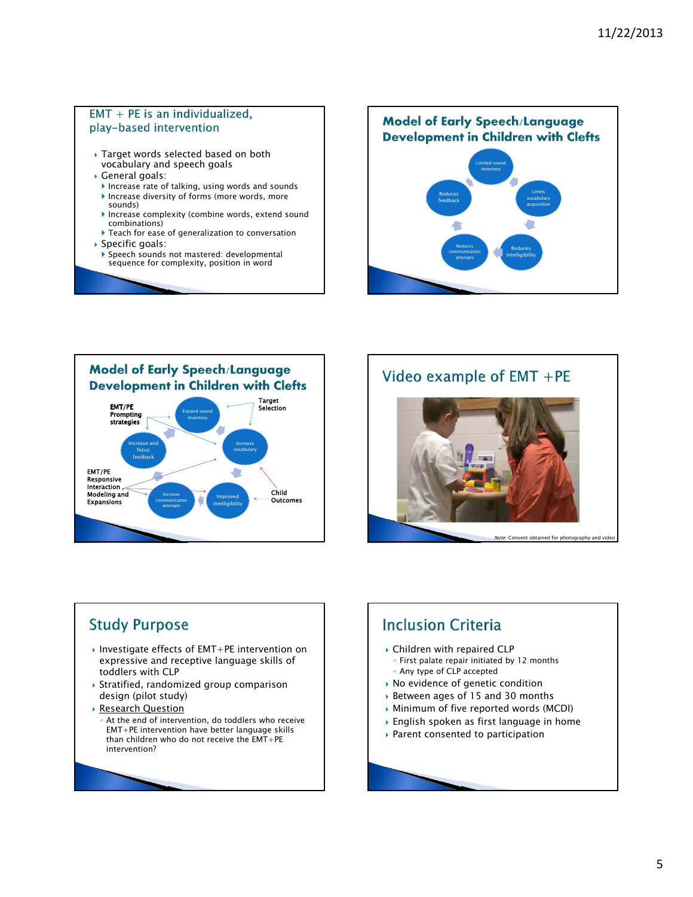## EMT + PE is an individualized, play-based intervention

- Target words selected based on both vocabulary and speech goals
- General goals:
  - Increase rate of talking, using words and sounds
  - Increase diversity of forms (more words, more sounds)
  - Increase complexity (combine words, extend sound combinations)
  - Teach for ease of generalization to conversation
- Specific goals:
  - Speech sounds not mastered: developmental sequence for complexity, position in word

## Model of Early Speech/Language Development in Children with Clefts

Limited sound inventory → Limits vocabulary acquisition → Reduces intelligibility → Reduces communication attempts → Reduces feedback → Limited sound inventory

## Model of Early Speech/Language Development in Children with Clefts

EMT/PE Prompting strategies

Target Selection

Expand sound Inventory → Increase vocabulary → Improved intelligibility → Increase communication attempts → Increase and focus feedback → Expand sound Inventory

EMT/PE Responsive Interaction, Modeling and Expansions

Child Outcomes

## Video example of EMT +PE

*Note:* Consent obtained for photography and video

## Study Purpose

- Investigate effects of EMT+PE intervention on expressive and receptive language skills of toddlers with CLP
- Stratified, randomized group comparison design (pilot study)
- Research Question
  - At the end of intervention, do toddlers who receive EMT+PE intervention have better language skills than children who do not receive the EMT+PE intervention?

## Inclusion Criteria

- Children with repaired CLP
  - First palate repair initiated by 12 months
  - Any type of CLP accepted
- No evidence of genetic condition
- Between ages of 15 and 30 months
- Minimum of five reported words (MCDI)
- English spoken as first language in home
- Parent consented to participation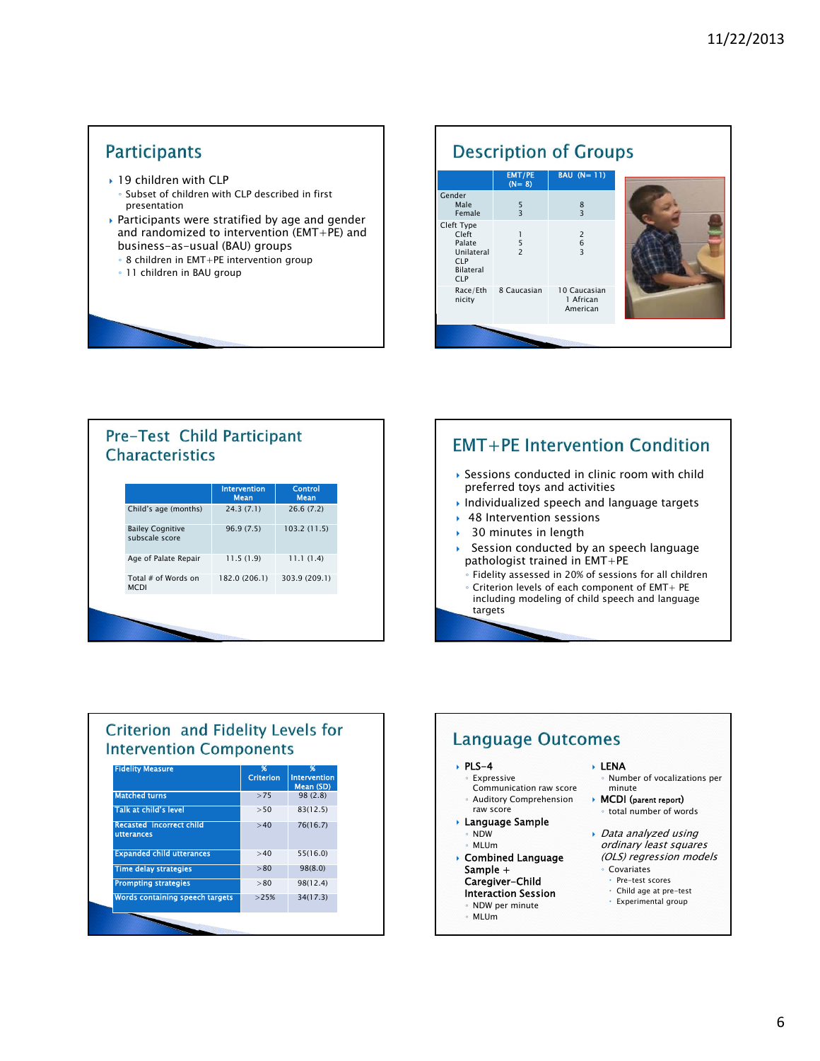## Participants

- 19 children with CLP
  - Subset of children with CLP described in first presentation
- Participants were stratified by age and gender and randomized to intervention (EMT+PE) and business-as-usual (BAU) groups
  - 8 children in EMT+PE intervention group
  - 11 children in BAU group

## Description of Groups

| | EMT/PE (N= 8) | BAU (N= 11) |
|---|---|---|
| Gender | | |
| Male | 5 | 8 |
| Female | 3 | 3 |
| Cleft Type | | |
| Cleft Palate | 1 | 2 |
| Unilateral CLP | 5 | 6 |
| Bilateral CLP | 2 | 3 |
| Race/Ethnicity | 8 Caucasian | 10 Caucasian 1 African American |

## Pre-Test Child Participant Characteristics

| | Intervention Mean | Control Mean |
|---|---|---|
| Child's age (months) | 24.3 (7.1) | 26.6 (7.2) |
| Bailey Cognitive subscale score | 96.9 (7.5) | 103.2 (11.5) |
| Age of Palate Repair | 11.5 (1.9) | 11.1 (1.4) |
| Total # of Words on MCDI | 182.0 (206.1) | 303.9 (209.1) |

## EMT+PE Intervention Condition

- Sessions conducted in clinic room with child preferred toys and activities
- Individualized speech and language targets
- 48 Intervention sessions
- 30 minutes in length
- Session conducted by an speech language pathologist trained in EMT+PE
  - Fidelity assessed in 20% of sessions for all children
  - Criterion levels of each component of EMT+ PE including modeling of child speech and language targets

## Criterion and Fidelity Levels for Intervention Components

| Fidelity Measure | % Criterion | % Intervention Mean (SD) |
|---|---|---|
| Matched turns | >75 | 98 (2.8) |
| Talk at child's level | >50 | 83(12.5) |
| Recasted incorrect child utterances | >40 | 76(16.7) |
| Expanded child utterances | >40 | 55(16.0) |
| Time delay strategies | >80 | 98(8.0) |
| Prompting strategies | >80 | 98(12.4) |
| Words containing speech targets | >25% | 34(17.3) |

## Language Outcomes

- PLS-4
  - Expressive Communication raw score
  - Auditory Comprehension raw score
- Language Sample
  - NDW
  - MLUm
- Combined Language Sample + Caregiver-Child Interaction Session
  - NDW per minute
  - MLUm
- LENA
  - Number of vocalizations per minute
- MCDI (parent report)
  - total number of words
- *Data analyzed using ordinary least squares (OLS) regression models*
  - Covariates
    - Pre-test scores
    - Child age at pre-test
    - Experimental group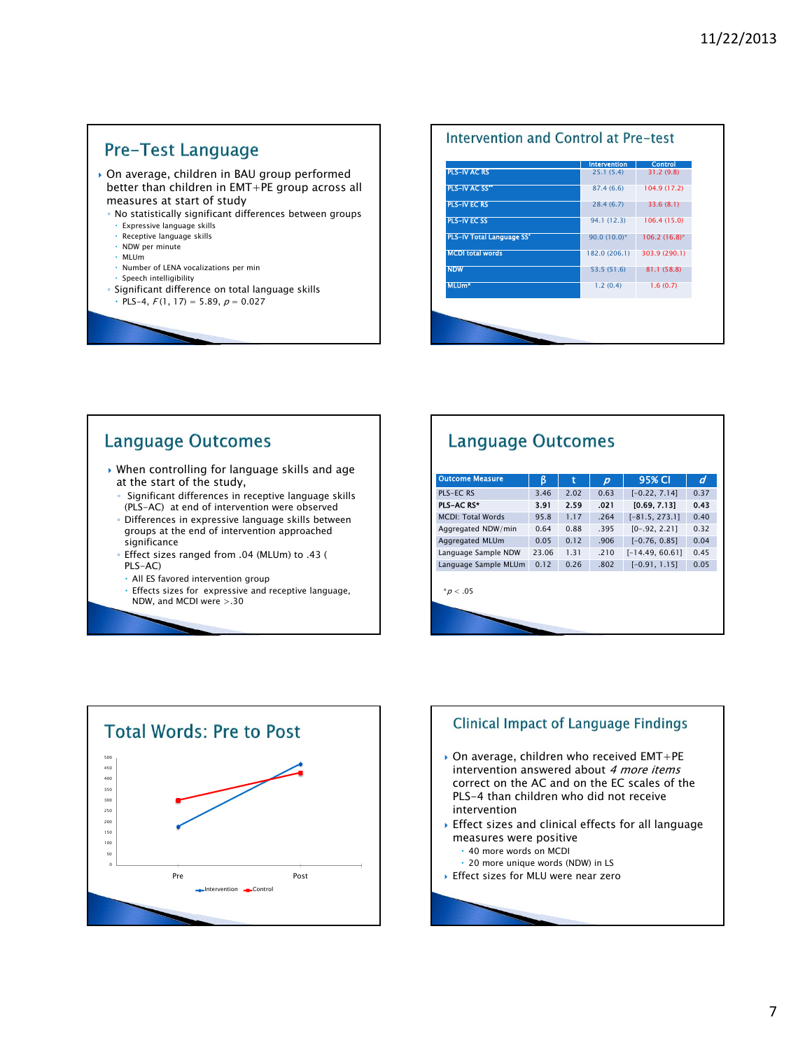## Pre-Test Language

- On average, children in BAU group performed better than children in EMT+PE group across all measures at start of study
  - No statistically significant differences between groups
    - Expressive language skills
    - Receptive language skills
    - NDW per minute
    - MLUm
    - Number of LENA vocalizations per min
    - Speech intelligibility
  - Significant difference on total language skills
    - PLS-4, $F(1, 17) = 5.89$, $p = 0.027$

## Intervention and Control at Pre-test

| | Intervention | Control |
|---|---|---|
| PLS-IV AC RS | 25.1 (5.4) | 31.2 (9.8) |
| PLS-IV AC SS** | 87.4 (6.6) | 104.9 (17.2) |
| PLS-IV EC RS | 28.4 (6.7) | 33.6 (8.1) |
| PLS-IV EC SS | 94.1 (12.3) | 106.4 (15.0) |
| PLS-IV Total Language SS* | 90.0 (10.0)* | 106.2 (16.8)* |
| MCDI total words | 182.0 (206.1) | 303.9 (290.1) |
| NDW | 53.5 (51.6) | 81.1 (58.8) |
| MLUm* | 1.2 (0.4) | 1.6 (0.7) |

## Language Outcomes

- When controlling for language skills and age at the start of the study,
  - Significant differences in receptive language skills (PLS-AC) at end of intervention were observed
  - Differences in expressive language skills between groups at the end of intervention approached significance
  - Effect sizes ranged from .04 (MLUm) to .43 ( PLS-AC)
    - All ES favored intervention group
    - Effects sizes for expressive and receptive language, NDW, and MCDI were >.30

## Language Outcomes

| Outcome Measure | β | t | *p* | 95% CI | *d* |
|---|---|---|---|---|---|
| PLS-EC RS | 3.46 | 2.02 | 0.63 | [-0.22, 7.14] | 0.37 |
| **PLS-AC RS*** | **3.91** | **2.59** | **.021** | **[0.69, 7.13]** | **0.43** |
| MCDI: Total Words | 95.8 | 1.17 | .264 | [-81.5, 273.1] | 0.40 |
| Aggregated NDW/min | 0.64 | 0.88 | .395 | [0-.92, 2.21] | 0.32 |
| Aggregated MLUm | 0.05 | 0.12 | .906 | [-0.76, 0.85] | 0.04 |
| Language Sample NDW | 23.06 | 1.31 | .210 | [-14.49, 60.61] | 0.45 |
| Language Sample MLUm | 0.12 | 0.26 | .802 | [-0.91, 1.15] | 0.05 |

$^*p < .05$

## Total Words: Pre to Post

Y-axis: 0, 50, 100, 150, 200, 250, 300, 350, 400, 450, 500
X-axis: Pre, Post
Legend: Intervention, Control

## Clinical Impact of Language Findings

- On average, children who received EMT+PE intervention answered about *4 more items* correct on the AC and on the EC scales of the PLS-4 than children who did not receive intervention
- Effect sizes and clinical effects for all language measures were positive
  - 40 more words on MCDI
  - 20 more unique words (NDW) in LS
- Effect sizes for MLU were near zero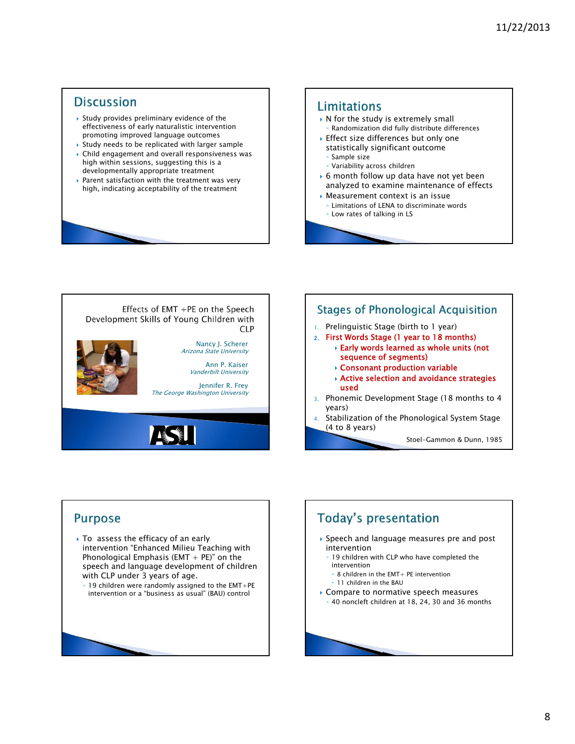## Discussion

- Study provides preliminary evidence of the effectiveness of early naturalistic intervention promoting improved language outcomes
- Study needs to be replicated with larger sample
- Child engagement and overall responsiveness was high within sessions, suggesting this is a developmentally appropriate treatment
- Parent satisfaction with the treatment was very high, indicating acceptability of the treatment

## Limitations

- N for the study is extremely small
  - Randomization did fully distribute differences
- Effect size differences but only one statistically significant outcome
  - Sample size
  - Variability across children
- 6 month follow up data have not yet been analyzed to examine maintenance of effects
- Measurement context is an issue
  - Limitations of LENA to discriminate words
  - Low rates of talking in LS

Effects of EMT +PE on the Speech Development Skills of Young Children with CLP

Nancy J. Scherer
*Arizona State University*

Ann P. Kaiser
*Vanderbilt University*

Jennifer R. Frey
*The George Washington University*

## Stages of Phonological Acquisition

1. Prelinguistic Stage (birth to 1 year)
2. **First Words Stage (1 year to 18 months)**
   - **Early words learned as whole units (not sequence of segments)**
   - **Consonant production variable**
   - **Active selection and avoidance strategies used**
3. Phonemic Development Stage (18 months to 4 years)
4. Stabilization of the Phonological System Stage (4 to 8 years)

Stoel-Gammon & Dunn, 1985

## Purpose

- To assess the efficacy of an early intervention "Enhanced Milieu Teaching with Phonological Emphasis (EMT + PE)" on the speech and language development of children with CLP under 3 years of age.
  - 19 children were randomly assigned to the EMT+PE intervention or a "business as usual" (BAU) control

## Today's presentation

- Speech and language measures pre and post intervention
  - 19 children with CLP who have completed the intervention
    - 8 children in the EMT+ PE intervention
    - 11 children in the BAU
- Compare to normative speech measures
  - 40 noncleft children at 18, 24, 30 and 36 months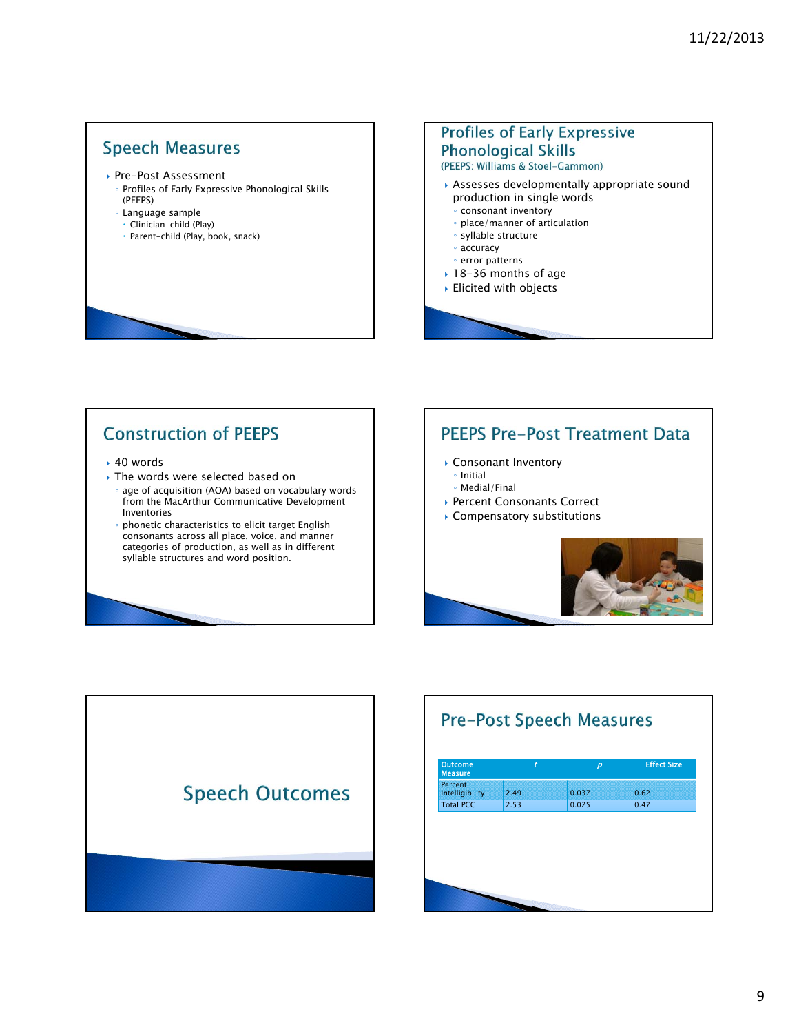## Speech Measures

- Pre-Post Assessment
  - Profiles of Early Expressive Phonological Skills (PEEPS)
  - Language sample
    - Clinician-child (Play)
    - Parent-child (Play, book, snack)

## Profiles of Early Expressive Phonological Skills

(PEEPS: Williams & Stoel-Gammon)

- Assesses developmentally appropriate sound production in single words
  - consonant inventory
  - place/manner of articulation
  - syllable structure
  - accuracy
  - error patterns
- 18-36 months of age
- Elicited with objects

## Construction of PEEPS

- 40 words
- The words were selected based on
  - age of acquisition (AOA) based on vocabulary words from the MacArthur Communicative Development Inventories
  - phonetic characteristics to elicit target English consonants across all place, voice, and manner categories of production, as well as in different syllable structures and word position.

## PEEPS Pre-Post Treatment Data

- Consonant Inventory
  - Initial
  - Medial/Final
- Percent Consonants Correct
- Compensatory substitutions

## Speech Outcomes

## Pre-Post Speech Measures

| Outcome Measure | *t* | *p* | Effect Size |
|---|---|---|---|
| Percent Intelligibility | 2.49 | 0.037 | 0.62 |
| Total PCC | 2.53 | 0.025 | 0.47 |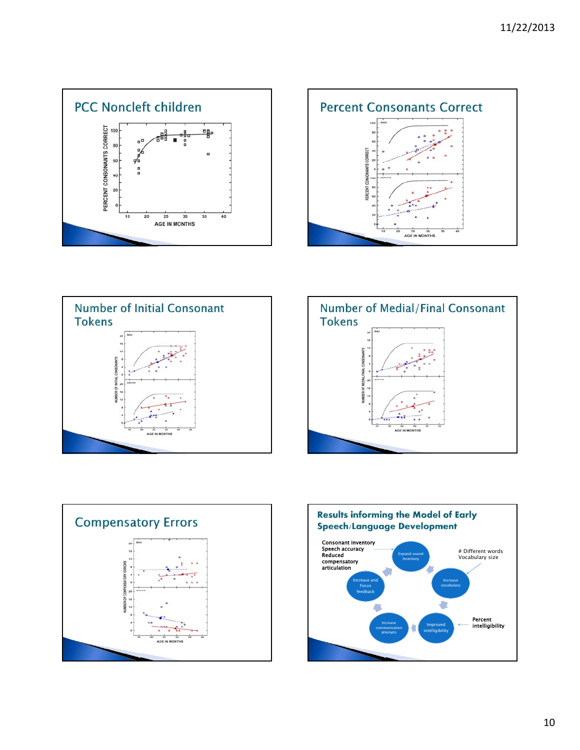## PCC Noncleft children

PERCENT CONSONANTS CORRECT

AGE IN MONTHS

## Percent Consonants Correct

PERCENT CONSONANTS CORRECT

AGE IN MONTHS

## Number of Initial Consonant Tokens

NUMBER OF INITIAL CONSONANTS

AGE IN MONTHS

## Number of Medial/Final Consonant Tokens

NUMBER OF MEDIAL/FINAL CONSONANTS

AGE IN MONTHS

## Compensatory Errors

NUMBER OF COMPENSATORY ERRORS

AGE IN MONTHS

## Results informing the Model of Early Speech/Language Development

Consonant inventory
Speech accuracy
Reduced compensatory articulation

# Different words
Vocabulary size

Percent intelligibility

Expand sound Inventory → Increase vocabulary → Improved intelligibility → Increase communication attempts → Increase and Focus feedback → Expand sound Inventory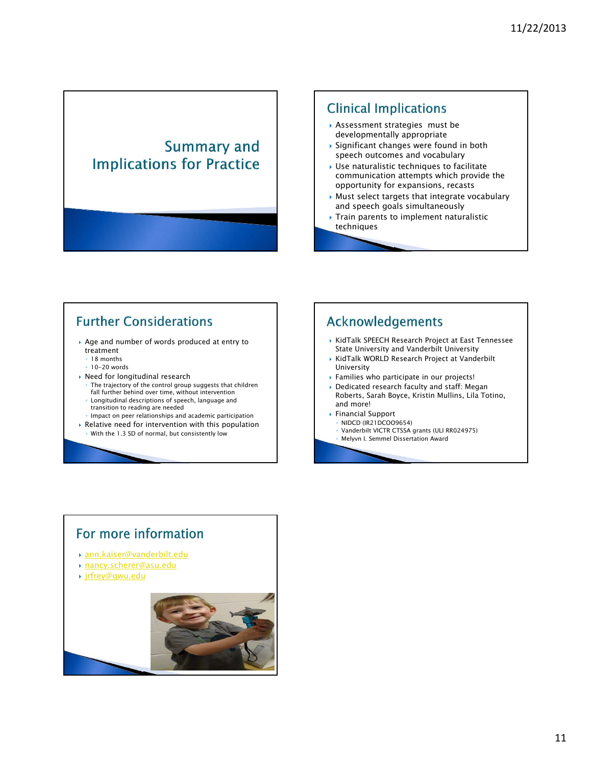# Summary and Implications for Practice

## Clinical Implications

- Assessment strategies must be developmentally appropriate
- Significant changes were found in both speech outcomes and vocabulary
- Use naturalistic techniques to facilitate communication attempts which provide the opportunity for expansions, recasts
- Must select targets that integrate vocabulary and speech goals simultaneously
- Train parents to implement naturalistic techniques

## Further Considerations

- Age and number of words produced at entry to treatment
  - 18 months
  - 10-20 words
- Need for longitudinal research
  - The trajectory of the control group suggests that children fall further behind over time, without intervention
  - Longitudinal descriptions of speech, language and transition to reading are needed
  - Impact on peer relationships and academic participation
- Relative need for intervention with this population
  - With the 1.3 SD of normal, but consistently low

## Acknowledgements

- KidTalk SPEECH Research Project at East Tennessee State University and Vanderbilt University
- KidTalk WORLD Research Project at Vanderbilt University
- Families who participate in our projects!
- Dedicated research faculty and staff: Megan Roberts, Sarah Boyce, Kristin Mullins, Lila Totino, and more!
- Financial Support
  - NIDCD (IR21DCOO9654)
  - Vanderbilt VICTR CTSSA grants (ULI RR024975)
  - Melyvn I. Semmel Dissertation Award

## For more information

- ann.kaiser@vanderbilt.edu
- nancy.scherer@asu.edu
- jrfrey@gwu.edu